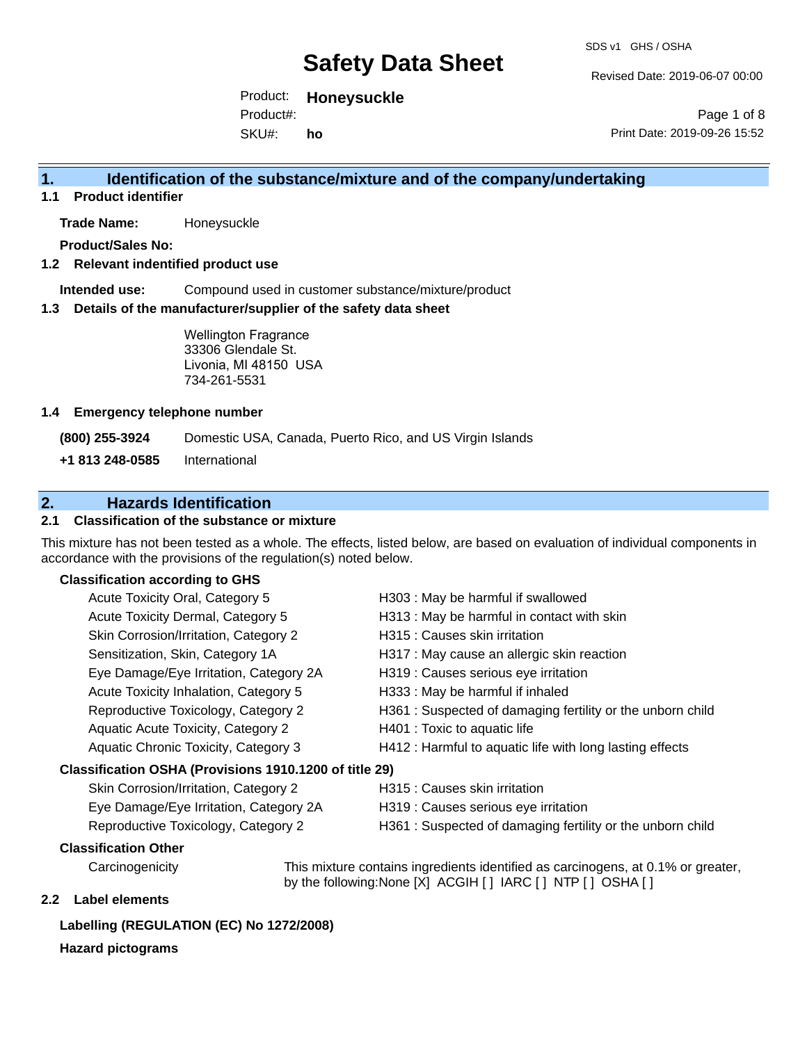SDS v1 GHS / OSHA

# Safety Data Sheet

Revised Date: 2019-06-07 00:00

Product: **Honeysuckle**

Product#:

SKU#: **ho**

Print Date: 2019-09-26 15:52

## 1. Identification of the substance/mixture and of the company/undertaking

### 1.1 Product identifier

**Trade Name:** Honeysuckle

**Product/Sales No:**

### 1.2 Relevant identified product use

**Intended use:** Compound used in customer substance/mixture/product

### 1.3 Details of the manufacturer/supplier of the safety data sheet

Wellington Fragrance
33306 Glendale St.
Livonia, MI 48150 USA
734-261-5531

### 1.4 Emergency telephone number

**(800) 255-3924** Domestic USA, Canada, Puerto Rico, and US Virgin Islands

**+1 813 248-0585** International

## 2. Hazards Identification

### 2.1 Classification of the substance or mixture

This mixture has not been tested as a whole. The effects, listed below, are based on evaluation of individual components in accordance with the provisions of the regulation(s) noted below.

**Classification according to GHS**

| | |
|---|---|
| Acute Toxicity Oral, Category 5 | H303 : May be harmful if swallowed |
| Acute Toxicity Dermal, Category 5 | H313 : May be harmful in contact with skin |
| Skin Corrosion/Irritation, Category 2 | H315 : Causes skin irritation |
| Sensitization, Skin, Category 1A | H317 : May cause an allergic skin reaction |
| Eye Damage/Eye Irritation, Category 2A | H319 : Causes serious eye irritation |
| Acute Toxicity Inhalation, Category 5 | H333 : May be harmful if inhaled |
| Reproductive Toxicology, Category 2 | H361 : Suspected of damaging fertility or the unborn child |
| Aquatic Acute Toxicity, Category 2 | H401 : Toxic to aquatic life |
| Aquatic Chronic Toxicity, Category 3 | H412 : Harmful to aquatic life with long lasting effects |

**Classification OSHA (Provisions 1910.1200 of title 29)**

| | |
|---|---|
| Skin Corrosion/Irritation, Category 2 | H315 : Causes skin irritation |
| Eye Damage/Eye Irritation, Category 2A | H319 : Causes serious eye irritation |
| Reproductive Toxicology, Category 2 | H361 : Suspected of damaging fertility or the unborn child |

**Classification Other**

Carcinogenicity: This mixture contains ingredients identified as carcinogens, at 0.1% or greater, by the following:None [X] ACGIH [ ] IARC [ ] NTP [ ] OSHA [ ]

### 2.2 Label elements

**Labelling (REGULATION (EC) No 1272/2008)**

**Hazard pictograms**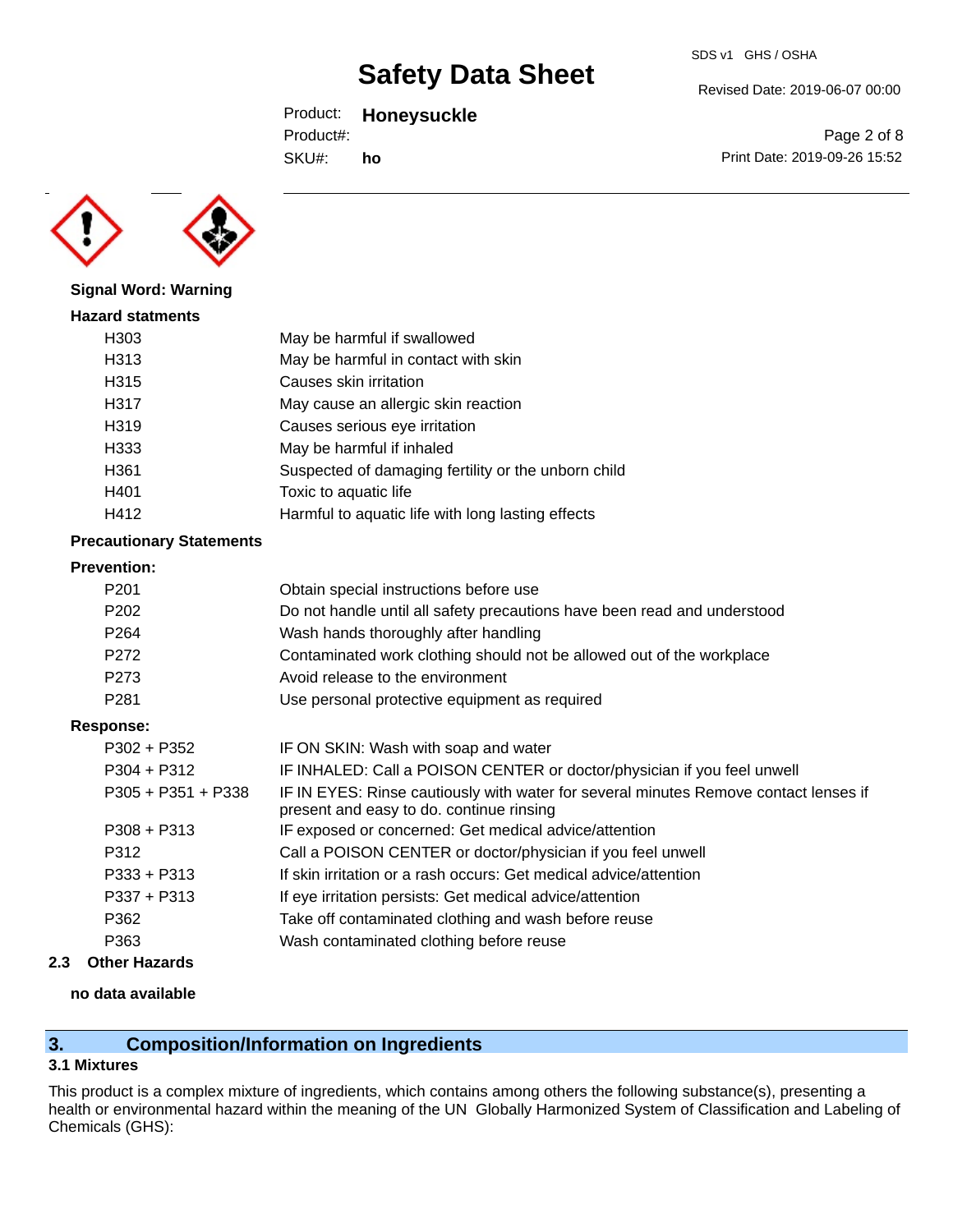**Signal Word: Warning**

**Hazard statments**

| | |
|---|---|
| H303 | May be harmful if swallowed |
| H313 | May be harmful in contact with skin |
| H315 | Causes skin irritation |
| H317 | May cause an allergic skin reaction |
| H319 | Causes serious eye irritation |
| H333 | May be harmful if inhaled |
| H361 | Suspected of damaging fertility or the unborn child |
| H401 | Toxic to aquatic life |
| H412 | Harmful to aquatic life with long lasting effects |

**Precautionary Statements**

**Prevention:**

| | |
|---|---|
| P201 | Obtain special instructions before use |
| P202 | Do not handle until all safety precautions have been read and understood |
| P264 | Wash hands thoroughly after handling |
| P272 | Contaminated work clothing should not be allowed out of the workplace |
| P273 | Avoid release to the environment |
| P281 | Use personal protective equipment as required |

**Response:**

| | |
|---|---|
| P302 + P352 | IF ON SKIN: Wash with soap and water |
| P304 + P312 | IF INHALED: Call a POISON CENTER or doctor/physician if you feel unwell |
| P305 + P351 + P338 | IF IN EYES: Rinse cautiously with water for several minutes Remove contact lenses if present and easy to do. continue rinsing |
| P308 + P313 | IF exposed or concerned: Get medical advice/attention |
| P312 | Call a POISON CENTER or doctor/physician if you feel unwell |
| P333 + P313 | If skin irritation or a rash occurs: Get medical advice/attention |
| P337 + P313 | If eye irritation persists: Get medical advice/attention |
| P362 | Take off contaminated clothing and wash before reuse |
| P363 | Wash contaminated clothing before reuse |

### 2.3 Other Hazards

**no data available**

## 3. Composition/Information on Ingredients

### 3.1 Mixtures

This product is a complex mixture of ingredients, which contains among others the following substance(s), presenting a health or environmental hazard within the meaning of the UN Globally Harmonized System of Classification and Labeling of Chemicals (GHS):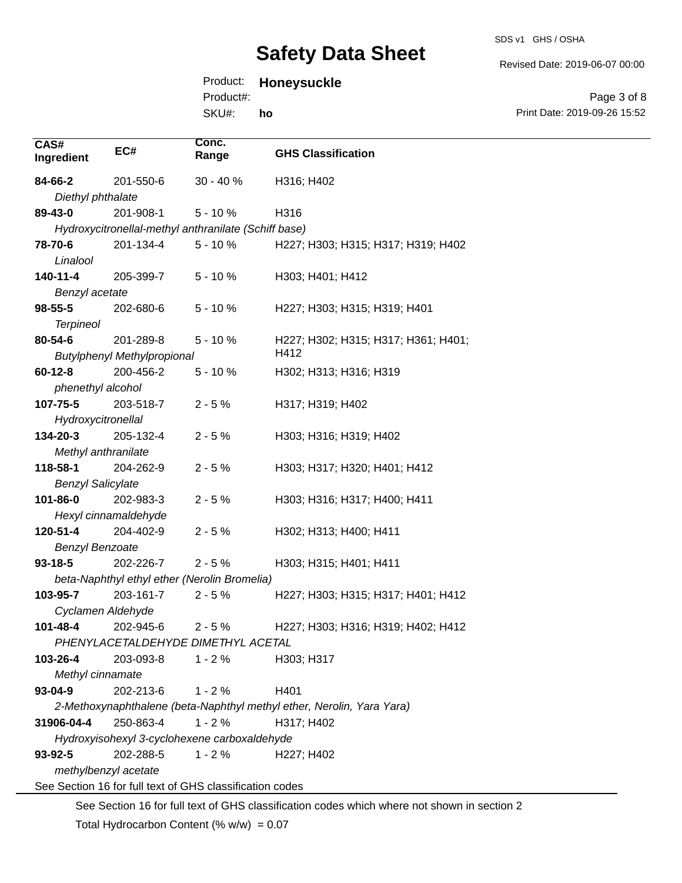| CAS# Ingredient | EC# | Conc. Range | GHS Classification |
|---|---|---|---|
| **84-66-2** | 201-550-6 | 30 - 40 % | H316; H402 |
| *Diethyl phthalate* | | | |
| **89-43-0** | 201-908-1 | 5 - 10 % | H316 |
| *Hydroxycitronellal-methyl anthranilate (Schiff base)* | | | |
| **78-70-6** | 201-134-4 | 5 - 10 % | H227; H303; H315; H317; H319; H402 |
| *Linalool* | | | |
| **140-11-4** | 205-399-7 | 5 - 10 % | H303; H401; H412 |
| *Benzyl acetate* | | | |
| **98-55-5** | 202-680-6 | 5 - 10 % | H227; H303; H315; H319; H401 |
| *Terpineol* | | | |
| **80-54-6** | 201-289-8 | 5 - 10 % | H227; H302; H315; H317; H361; H401; H412 |
| *Butylphenyl Methylpropional* | | | |
| **60-12-8** | 200-456-2 | 5 - 10 % | H302; H313; H316; H319 |
| *phenethyl alcohol* | | | |
| **107-75-5** | 203-518-7 | 2 - 5 % | H317; H319; H402 |
| *Hydroxycitronellal* | | | |
| **134-20-3** | 205-132-4 | 2 - 5 % | H303; H316; H319; H402 |
| *Methyl anthranilate* | | | |
| **118-58-1** | 204-262-9 | 2 - 5 % | H303; H317; H320; H401; H412 |
| *Benzyl Salicylate* | | | |
| **101-86-0** | 202-983-3 | 2 - 5 % | H303; H316; H317; H400; H411 |
| *Hexyl cinnamaldehyde* | | | |
| **120-51-4** | 204-402-9 | 2 - 5 % | H302; H313; H400; H411 |
| *Benzyl Benzoate* | | | |
| **93-18-5** | 202-226-7 | 2 - 5 % | H303; H315; H401; H411 |
| *beta-Naphthyl ethyl ether (Nerolin Bromelia)* | | | |
| **103-95-7** | 203-161-7 | 2 - 5 % | H227; H303; H315; H317; H401; H412 |
| *Cyclamen Aldehyde* | | | |
| **101-48-4** | 202-945-6 | 2 - 5 % | H227; H303; H316; H319; H402; H412 |
| *PHENYLACETALDEHYDE DIMETHYL ACETAL* | | | |
| **103-26-4** | 203-093-8 | 1 - 2 % | H303; H317 |
| *Methyl cinnamate* | | | |
| **93-04-9** | 202-213-6 | 1 - 2 % | H401 |
| *2-Methoxynaphthalene (beta-Naphthyl methyl ether, Nerolin, Yara Yara)* | | | |
| **31906-04-4** | 250-863-4 | 1 - 2 % | H317; H402 |
| *Hydroxyisohexyl 3-cyclohexene carboxaldehyde* | | | |
| **93-92-5** | 202-288-5 | 1 - 2 % | H227; H402 |
| *methylbenzyl acetate* | | | |

See Section 16 for full text of GHS classification codes

See Section 16 for full text of GHS classification codes which where not shown in section 2

Total Hydrocarbon Content (% w/w) = 0.07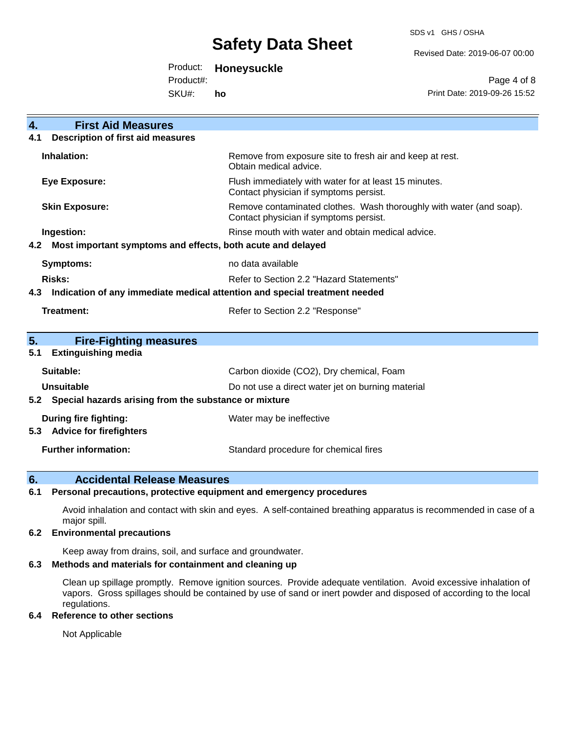## 4. First Aid Measures

### 4.1 Description of first aid measures

| | |
|---|---|
| **Inhalation:** | Remove from exposure site to fresh air and keep at rest. Obtain medical advice. |
| **Eye Exposure:** | Flush immediately with water for at least 15 minutes. Contact physician if symptoms persist. |
| **Skin Exposure:** | Remove contaminated clothes. Wash thoroughly with water (and soap). Contact physician if symptoms persist. |
| **Ingestion:** | Rinse mouth with water and obtain medical advice. |

### 4.2 Most important symptoms and effects, both acute and delayed

| | |
|---|---|
| **Symptoms:** | no data available |
| **Risks:** | Refer to Section 2.2 "Hazard Statements" |

### 4.3 Indication of any immediate medical attention and special treatment needed

| | |
|---|---|
| **Treatment:** | Refer to Section 2.2 "Response" |

## 5. Fire-Fighting measures

### 5.1 Extinguishing media

| | |
|---|---|
| **Suitable:** | Carbon dioxide ($CO_2$), Dry chemical, Foam |
| **Unsuitable** | Do not use a direct water jet on burning material |

### 5.2 Special hazards arising from the substance or mixture

| | |
|---|---|
| **During fire fighting:** | Water may be ineffective |

### 5.3 Advice for firefighters

| | |
|---|---|
| **Further information:** | Standard procedure for chemical fires |

## 6. Accidental Release Measures

### 6.1 Personal precautions, protective equipment and emergency procedures

Avoid inhalation and contact with skin and eyes. A self-contained breathing apparatus is recommended in case of a major spill.

### 6.2 Environmental precautions

Keep away from drains, soil, and surface and groundwater.

### 6.3 Methods and materials for containment and cleaning up

Clean up spillage promptly. Remove ignition sources. Provide adequate ventilation. Avoid excessive inhalation of vapors. Gross spillages should be contained by use of sand or inert powder and disposed of according to the local regulations.

### 6.4 Reference to other sections

Not Applicable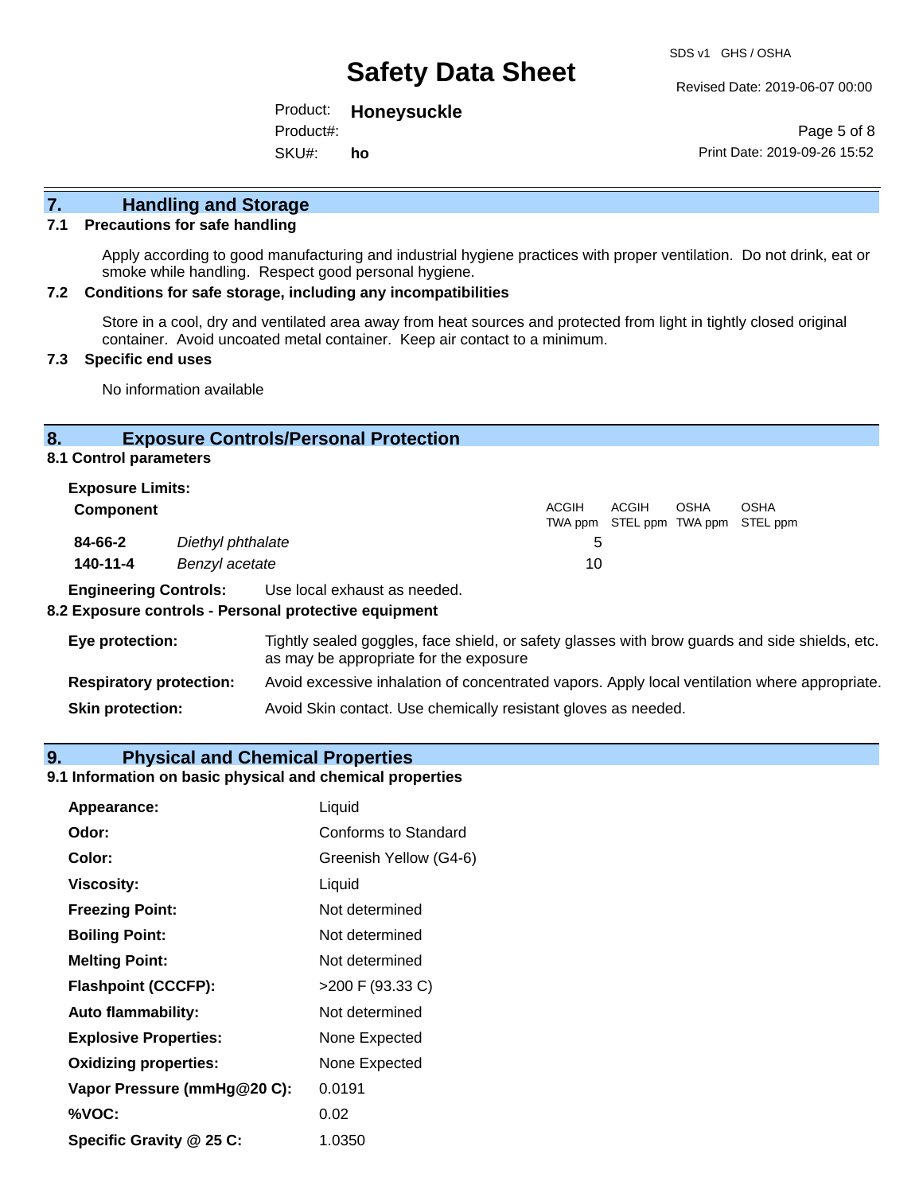## 7. Handling and Storage

### 7.1 Precautions for safe handling

Apply according to good manufacturing and industrial hygiene practices with proper ventilation. Do not drink, eat or smoke while handling. Respect good personal hygiene.

### 7.2 Conditions for safe storage, including any incompatibilities

Store in a cool, dry and ventilated area away from heat sources and protected from light in tightly closed original container. Avoid uncoated metal container. Keep air contact to a minimum.

### 7.3 Specific end uses

No information available

## 8. Exposure Controls/Personal Protection

### 8.1 Control parameters

**Exposure Limits:**

| Component | | ACGIH TWA ppm | ACGIH STEL ppm | OSHA TWA ppm | OSHA STEL ppm |
|---|---|---|---|---|---|
| **84-66-2** | *Diethyl phthalate* | 5 | | | |
| **140-11-4** | *Benzyl acetate* | 10 | | | |

**Engineering Controls:** Use local exhaust as needed.

### 8.2 Exposure controls - Personal protective equipment

**Eye protection:** Tightly sealed goggles, face shield, or safety glasses with brow guards and side shields, etc. as may be appropriate for the exposure

**Respiratory protection:** Avoid excessive inhalation of concentrated vapors. Apply local ventilation where appropriate.

**Skin protection:** Avoid Skin contact. Use chemically resistant gloves as needed.

## 9. Physical and Chemical Properties

### 9.1 Information on basic physical and chemical properties

| | |
|---|---|
| **Appearance:** | Liquid |
| **Odor:** | Conforms to Standard |
| **Color:** | Greenish Yellow (G4-6) |
| **Viscosity:** | Liquid |
| **Freezing Point:** | Not determined |
| **Boiling Point:** | Not determined |
| **Melting Point:** | Not determined |
| **Flashpoint (CCCFP):** | >200 F (93.33 C) |
| **Auto flammability:** | Not determined |
| **Explosive Properties:** | None Expected |
| **Oxidizing properties:** | None Expected |
| **Vapor Pressure (mmHg@20 C):** | 0.0191 |
| **%VOC:** | 0.02 |
| **Specific Gravity @ 25 C:** | 1.0350 |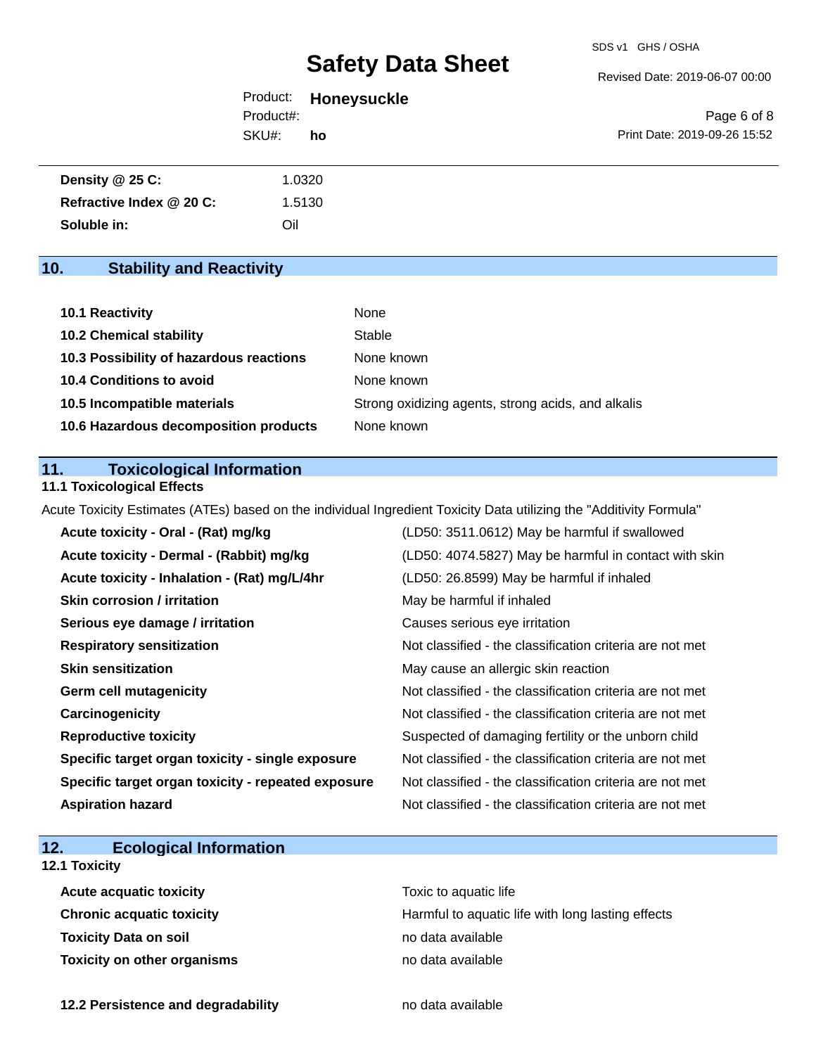| | |
|---|---|
| **Density @ 25 C:** | 1.0320 |
| **Refractive Index @ 20 C:** | 1.5130 |
| **Soluble in:** | Oil |

## 10. Stability and Reactivity

| | |
|---|---|
| **10.1 Reactivity** | None |
| **10.2 Chemical stability** | Stable |
| **10.3 Possibility of hazardous reactions** | None known |
| **10.4 Conditions to avoid** | None known |
| **10.5 Incompatible materials** | Strong oxidizing agents, strong acids, and alkalis |
| **10.6 Hazardous decomposition products** | None known |

## 11. Toxicological Information

### 11.1 Toxicological Effects

Acute Toxicity Estimates (ATEs) based on the individual Ingredient Toxicity Data utilizing the "Additivity Formula"

| | |
|---|---|
| **Acute toxicity - Oral - (Rat) mg/kg** | (LD50: 3511.0612) May be harmful if swallowed |
| **Acute toxicity - Dermal - (Rabbit) mg/kg** | (LD50: 4074.5827) May be harmful in contact with skin |
| **Acute toxicity - Inhalation - (Rat) mg/L/4hr** | (LD50: 26.8599) May be harmful if inhaled |
| **Skin corrosion / irritation** | May be harmful if inhaled |
| **Serious eye damage / irritation** | Causes serious eye irritation |
| **Respiratory sensitization** | Not classified - the classification criteria are not met |
| **Skin sensitization** | May cause an allergic skin reaction |
| **Germ cell mutagenicity** | Not classified - the classification criteria are not met |
| **Carcinogenicity** | Not classified - the classification criteria are not met |
| **Reproductive toxicity** | Suspected of damaging fertility or the unborn child |
| **Specific target organ toxicity - single exposure** | Not classified - the classification criteria are not met |
| **Specific target organ toxicity - repeated exposure** | Not classified - the classification criteria are not met |
| **Aspiration hazard** | Not classified - the classification criteria are not met |

## 12. Ecological Information

### 12.1 Toxicity

| | |
|---|---|
| **Acute acquatic toxicity** | Toxic to aquatic life |
| **Chronic acquatic toxicity** | Harmful to aquatic life with long lasting effects |
| **Toxicity Data on soil** | no data available |
| **Toxicity on other organisms** | no data available |

| | |
|---|---|
| **12.2 Persistence and degradability** | no data available |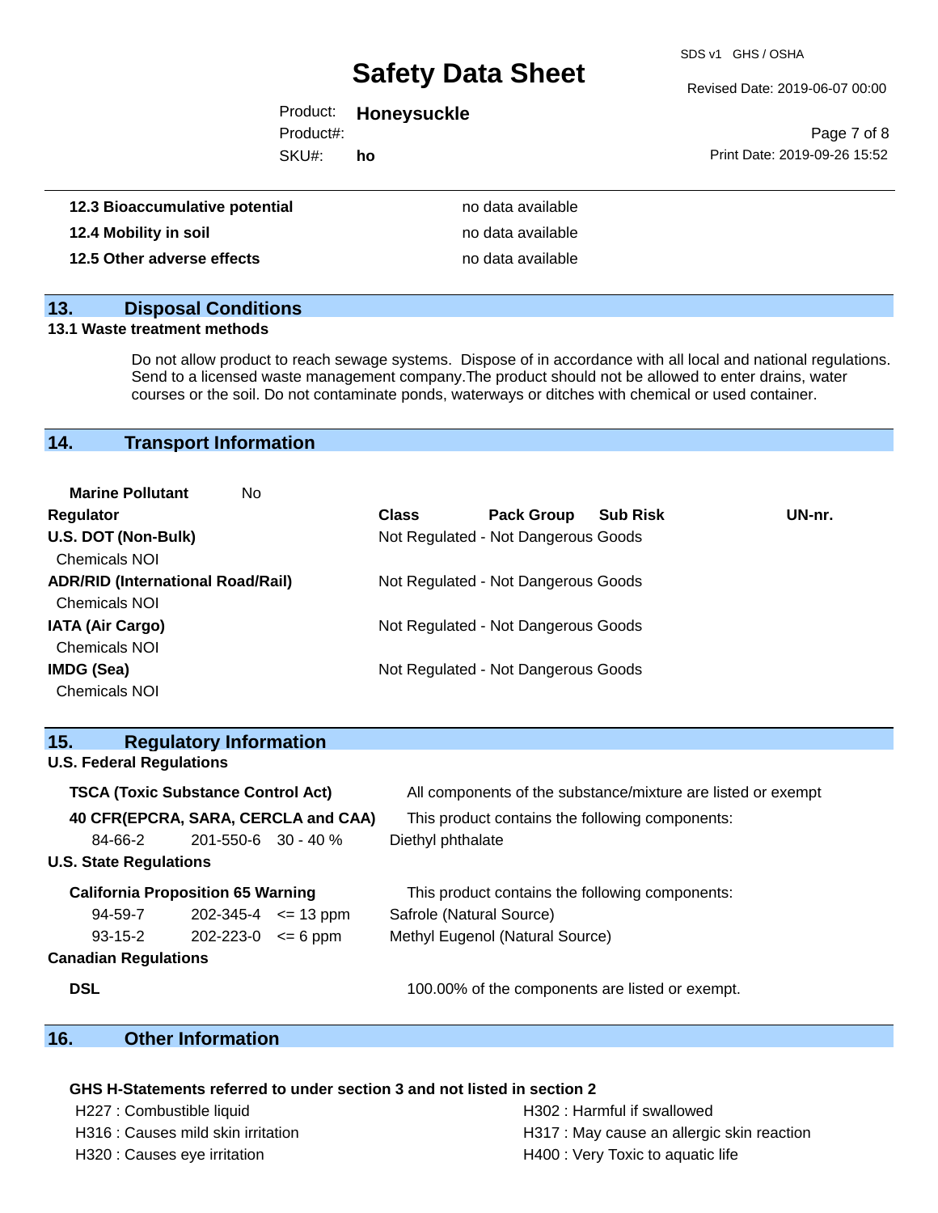| | |
|---|---|
| **12.3 Bioaccumulative potential** | no data available |
| **12.4 Mobility in soil** | no data available |
| **12.5 Other adverse effects** | no data available |

## 13. Disposal Conditions

**13.1 Waste treatment methods**

Do not allow product to reach sewage systems. Dispose of in accordance with all local and national regulations. Send to a licensed waste management company.The product should not be allowed to enter drains, water courses or the soil. Do not contaminate ponds, waterways or ditches with chemical or used container.

## 14. Transport Information

**Marine Pollutant** No

| Regulator | Class | Pack Group | Sub Risk | UN-nr. |
|---|---|---|---|---|
| **U.S. DOT (Non-Bulk)** | Not Regulated - Not Dangerous Goods | | | |
| Chemicals NOI | | | | |
| **ADR/RID (International Road/Rail)** | Not Regulated - Not Dangerous Goods | | | |
| Chemicals NOI | | | | |
| **IATA (Air Cargo)** | Not Regulated - Not Dangerous Goods | | | |
| Chemicals NOI | | | | |
| **IMDG (Sea)** | Not Regulated - Not Dangerous Goods | | | |
| Chemicals NOI | | | | |

## 15. Regulatory Information

**U.S. Federal Regulations**

**TSCA (Toxic Substance Control Act)** All components of the substance/mixture are listed or exempt

**40 CFR(EPCRA, SARA, CERCLA and CAA)** This product contains the following components:

| | | | |
|---|---|---|---|
| 84-66-2 | 201-550-6 | 30 - 40 % | Diethyl phthalate |

**U.S. State Regulations**

**California Proposition 65 Warning** This product contains the following components:

| | | | |
|---|---|---|---|
| 94-59-7 | 202-345-4 | <= 13 ppm | Safrole (Natural Source) |
| 93-15-2 | 202-223-0 | <= 6 ppm | Methyl Eugenol (Natural Source) |

**Canadian Regulations**

**DSL** 100.00% of the components are listed or exempt.

## 16. Other Information

**GHS H-Statements referred to under section 3 and not listed in section 2**

H227 : Combustible liquid
H302 : Harmful if swallowed
H316 : Causes mild skin irritation
H317 : May cause an allergic skin reaction
H320 : Causes eye irritation
H400 : Very Toxic to aquatic life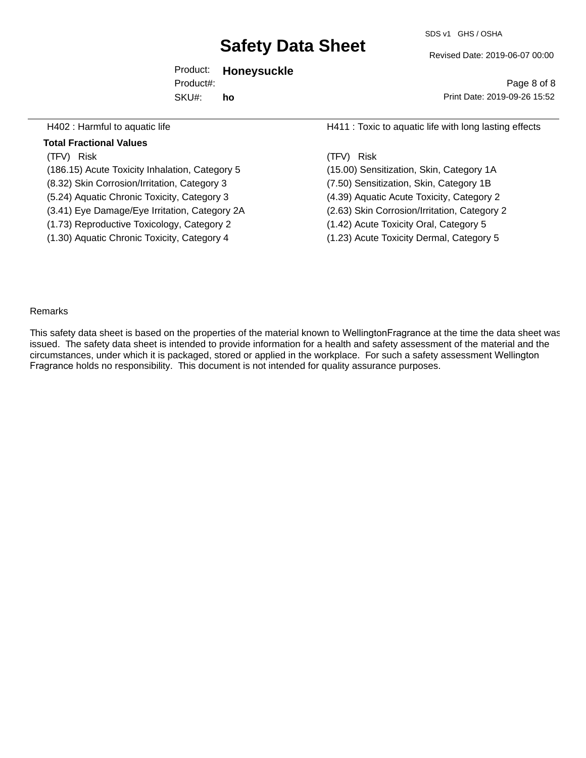H402 : Harmful to aquatic life

H411 : Toxic to aquatic life with long lasting effects

**Total Fractional Values**

(TFV) Risk

(186.15) Acute Toxicity Inhalation, Category 5

(8.32) Skin Corrosion/Irritation, Category 3

(5.24) Aquatic Chronic Toxicity, Category 3

(3.41) Eye Damage/Eye Irritation, Category 2A

(1.73) Reproductive Toxicology, Category 2

(1.30) Aquatic Chronic Toxicity, Category 4

(TFV) Risk

(15.00) Sensitization, Skin, Category 1A

(7.50) Sensitization, Skin, Category 1B

(4.39) Aquatic Acute Toxicity, Category 2

(2.63) Skin Corrosion/Irritation, Category 2

(1.42) Acute Toxicity Oral, Category 5

(1.23) Acute Toxicity Dermal, Category 5

Remarks

This safety data sheet is based on the properties of the material known to WellingtonFragrance at the time the data sheet was issued. The safety data sheet is intended to provide information for a health and safety assessment of the material and the circumstances, under which it is packaged, stored or applied in the workplace. For such a safety assessment Wellington Fragrance holds no responsibility. This document is not intended for quality assurance purposes.